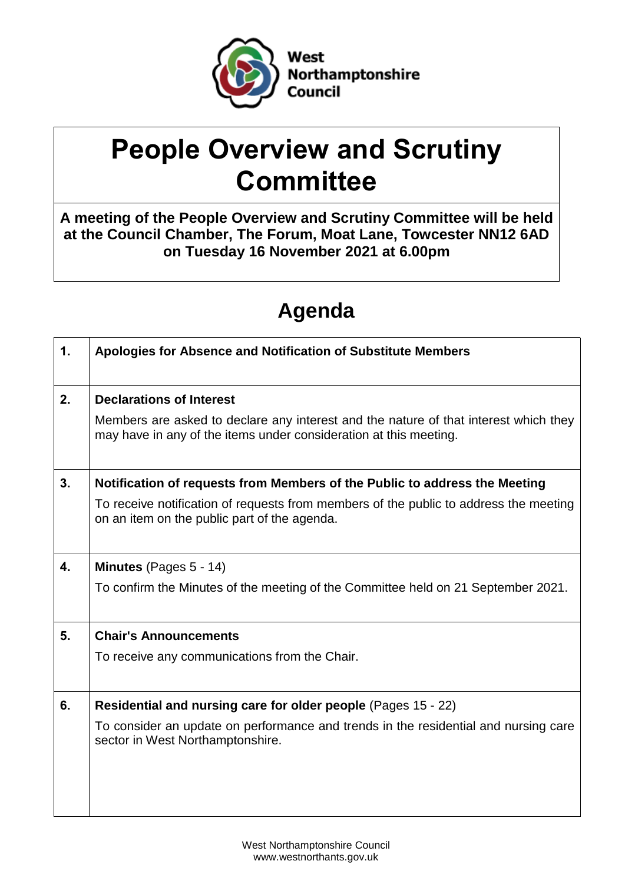West Northamptonshire Council

# People Overview and Scrutiny Committee

**A meeting of the People Overview and Scrutiny Committee will be held at the Council Chamber, The Forum, Moat Lane, Towcester NN12 6AD on Tuesday 16 November 2021 at 6.00pm**

## Agenda

| | |
|---|---|
| **1.** | **Apologies for Absence and Notification of Substitute Members** |
| **2.** | **Declarations of Interest**<br><br>Members are asked to declare any interest and the nature of that interest which they may have in any of the items under consideration at this meeting. |
| **3.** | **Notification of requests from Members of the Public to address the Meeting**<br><br>To receive notification of requests from members of the public to address the meeting on an item on the public part of the agenda. |
| **4.** | **Minutes** (Pages 5 - 14)<br><br>To confirm the Minutes of the meeting of the Committee held on 21 September 2021. |
| **5.** | **Chair's Announcements**<br><br>To receive any communications from the Chair. |
| **6.** | **Residential and nursing care for older people** (Pages 15 - 22)<br><br>To consider an update on performance and trends in the residential and nursing care sector in West Northamptonshire. |

West Northamptonshire Council
www.westnorthants.gov.uk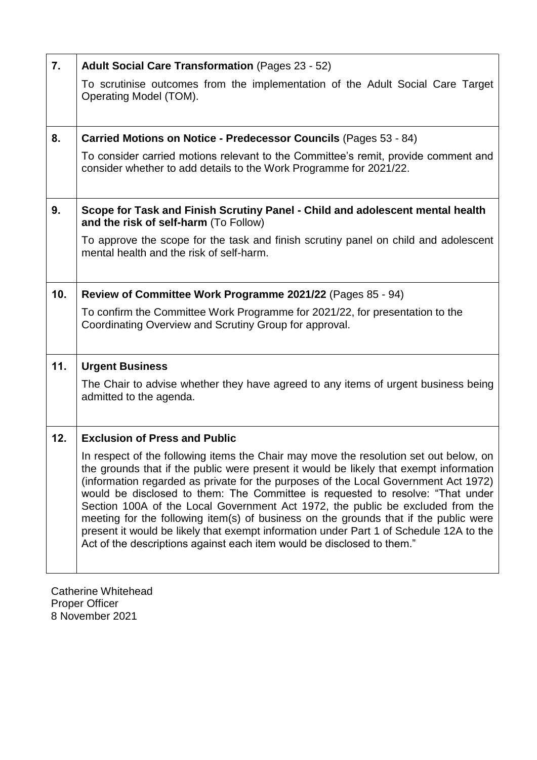| | |
|---|---|
| **7.** | **Adult Social Care Transformation** (Pages 23 - 52)<br><br>To scrutinise outcomes from the implementation of the Adult Social Care Target Operating Model (TOM). |
| **8.** | **Carried Motions on Notice - Predecessor Councils** (Pages 53 - 84)<br><br>To consider carried motions relevant to the Committee's remit, provide comment and consider whether to add details to the Work Programme for 2021/22. |
| **9.** | **Scope for Task and Finish Scrutiny Panel - Child and adolescent mental health and the risk of self-harm** (To Follow)<br><br>To approve the scope for the task and finish scrutiny panel on child and adolescent mental health and the risk of self-harm. |
| **10.** | **Review of Committee Work Programme 2021/22** (Pages 85 - 94)<br><br>To confirm the Committee Work Programme for 2021/22, for presentation to the Coordinating Overview and Scrutiny Group for approval. |
| **11.** | **Urgent Business**<br><br>The Chair to advise whether they have agreed to any items of urgent business being admitted to the agenda. |
| **12.** | **Exclusion of Press and Public**<br><br>In respect of the following items the Chair may move the resolution set out below, on the grounds that if the public were present it would be likely that exempt information (information regarded as private for the purposes of the Local Government Act 1972) would be disclosed to them: The Committee is requested to resolve: "That under Section 100A of the Local Government Act 1972, the public be excluded from the meeting for the following item(s) of business on the grounds that if the public were present it would be likely that exempt information under Part 1 of Schedule 12A to the Act of the descriptions against each item would be disclosed to them." |

Catherine Whitehead
Proper Officer
8 November 2021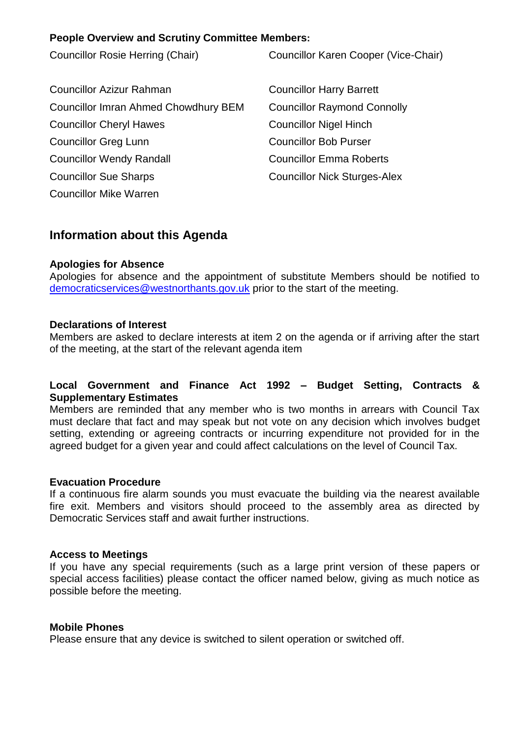**People Overview and Scrutiny Committee Members:**

Councillor Rosie Herring (Chair)

Councillor Karen Cooper (Vice-Chair)

Councillor Azizur Rahman

Councillor Harry Barrett

Councillor Imran Ahmed Chowdhury BEM

Councillor Raymond Connolly

Councillor Cheryl Hawes

Councillor Nigel Hinch

Councillor Greg Lunn

Councillor Bob Purser

Councillor Wendy Randall

Councillor Emma Roberts

Councillor Sue Sharps

Councillor Nick Sturges-Alex

Councillor Mike Warren

## Information about this Agenda

**Apologies for Absence**
Apologies for absence and the appointment of substitute Members should be notified to democraticservices@westnorthants.gov.uk prior to the start of the meeting.

**Declarations of Interest**
Members are asked to declare interests at item 2 on the agenda or if arriving after the start of the meeting, at the start of the relevant agenda item

**Local Government and Finance Act 1992 – Budget Setting, Contracts & Supplementary Estimates**
Members are reminded that any member who is two months in arrears with Council Tax must declare that fact and may speak but not vote on any decision which involves budget setting, extending or agreeing contracts or incurring expenditure not provided for in the agreed budget for a given year and could affect calculations on the level of Council Tax.

**Evacuation Procedure**
If a continuous fire alarm sounds you must evacuate the building via the nearest available fire exit. Members and visitors should proceed to the assembly area as directed by Democratic Services staff and await further instructions.

**Access to Meetings**
If you have any special requirements (such as a large print version of these papers or special access facilities) please contact the officer named below, giving as much notice as possible before the meeting.

**Mobile Phones**
Please ensure that any device is switched to silent operation or switched off.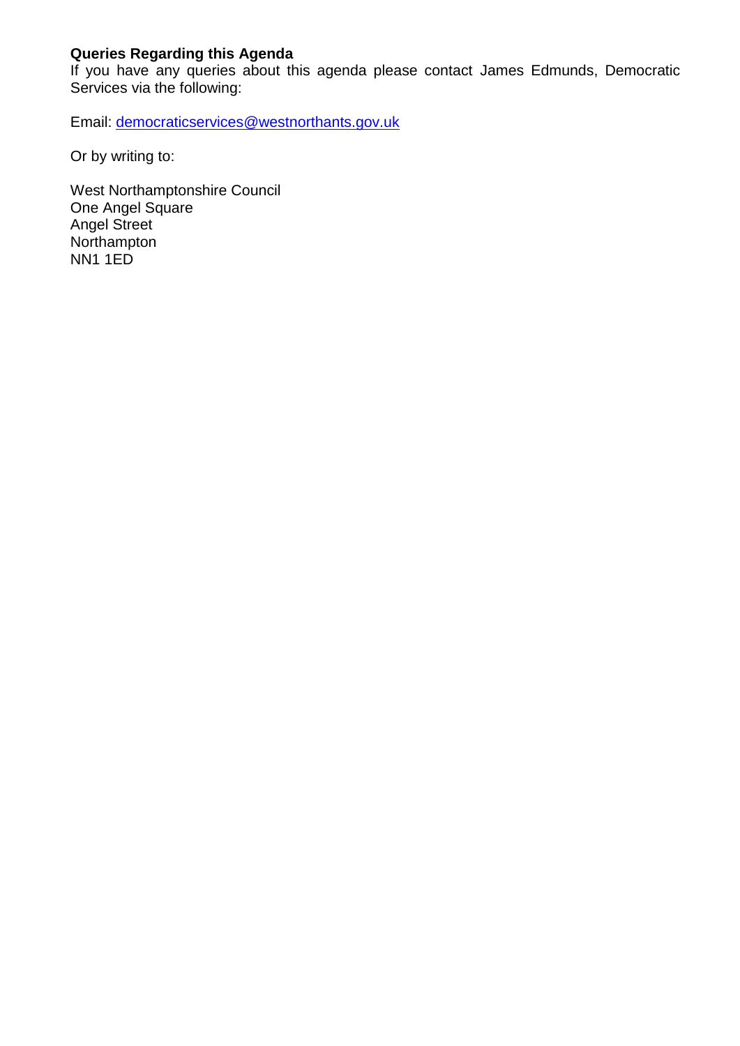**Queries Regarding this Agenda**

If you have any queries about this agenda please contact James Edmunds, Democratic Services via the following:

Email: democraticservices@westnorthants.gov.uk

Or by writing to:

West Northamptonshire Council
One Angel Square
Angel Street
Northampton
NN1 1ED